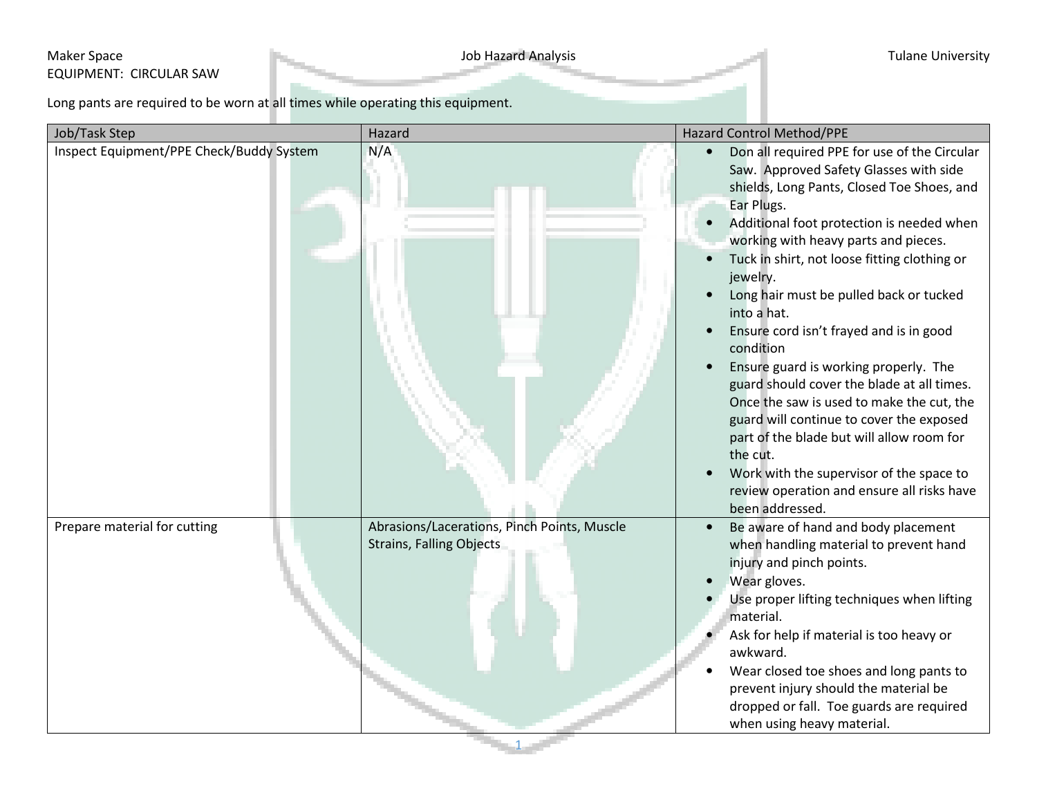Maker Space Job Hazard Analysis Tulane University

EQUIPMENT: CIRCULAR SAW

Long pants are required to be worn at all times while operating this equipment.

| Job/Task Step | Hazard | Hazard Control Method/PPE |
|---|---|---|
| Inspect Equipment/PPE Check/Buddy System | N/A | • Don all required PPE for use of the Circular Saw. Approved Safety Glasses with side shields, Long Pants, Closed Toe Shoes, and Ear Plugs.<br>• Additional foot protection is needed when working with heavy parts and pieces.<br>• Tuck in shirt, not loose fitting clothing or jewelry.<br>• Long hair must be pulled back or tucked into a hat.<br>• Ensure cord isn't frayed and is in good condition<br>• Ensure guard is working properly. The guard should cover the blade at all times. Once the saw is used to make the cut, the guard will continue to cover the exposed part of the blade but will allow room for the cut.<br>• Work with the supervisor of the space to review operation and ensure all risks have been addressed. |
| Prepare material for cutting | Abrasions/Lacerations, Pinch Points, Muscle Strains, Falling Objects | • Be aware of hand and body placement when handling material to prevent hand injury and pinch points.<br>• Wear gloves.<br>• Use proper lifting techniques when lifting material.<br>• Ask for help if material is too heavy or awkward.<br>• Wear closed toe shoes and long pants to prevent injury should the material be dropped or fall. Toe guards are required when using heavy material. |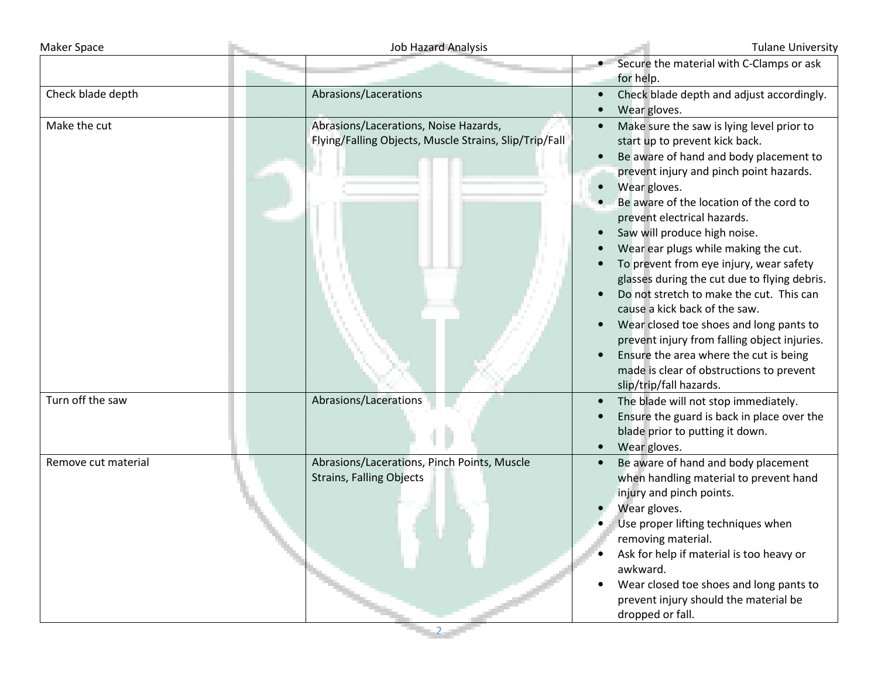| | | |
|---|---|---|
| | | • Secure the material with C-Clamps or ask for help. |
| Check blade depth | Abrasions/Lacerations | • Check blade depth and adjust accordingly.<br>• Wear gloves. |
| Make the cut | Abrasions/Lacerations, Noise Hazards, Flying/Falling Objects, Muscle Strains, Slip/Trip/Fall | • Make sure the saw is lying level prior to start up to prevent kick back.<br>• Be aware of hand and body placement to prevent injury and pinch point hazards.<br>• Wear gloves.<br>• Be aware of the location of the cord to prevent electrical hazards.<br>• Saw will produce high noise.<br>• Wear ear plugs while making the cut.<br>• To prevent from eye injury, wear safety glasses during the cut due to flying debris.<br>• Do not stretch to make the cut. This can cause a kick back of the saw.<br>• Wear closed toe shoes and long pants to prevent injury from falling object injuries.<br>• Ensure the area where the cut is being made is clear of obstructions to prevent slip/trip/fall hazards. |
| Turn off the saw | Abrasions/Lacerations | • The blade will not stop immediately.<br>• Ensure the guard is back in place over the blade prior to putting it down.<br>• Wear gloves. |
| Remove cut material | Abrasions/Lacerations, Pinch Points, Muscle Strains, Falling Objects | • Be aware of hand and body placement when handling material to prevent hand injury and pinch points.<br>• Wear gloves.<br>• Use proper lifting techniques when removing material.<br>• Ask for help if material is too heavy or awkward.<br>• Wear closed toe shoes and long pants to prevent injury should the material be dropped or fall. |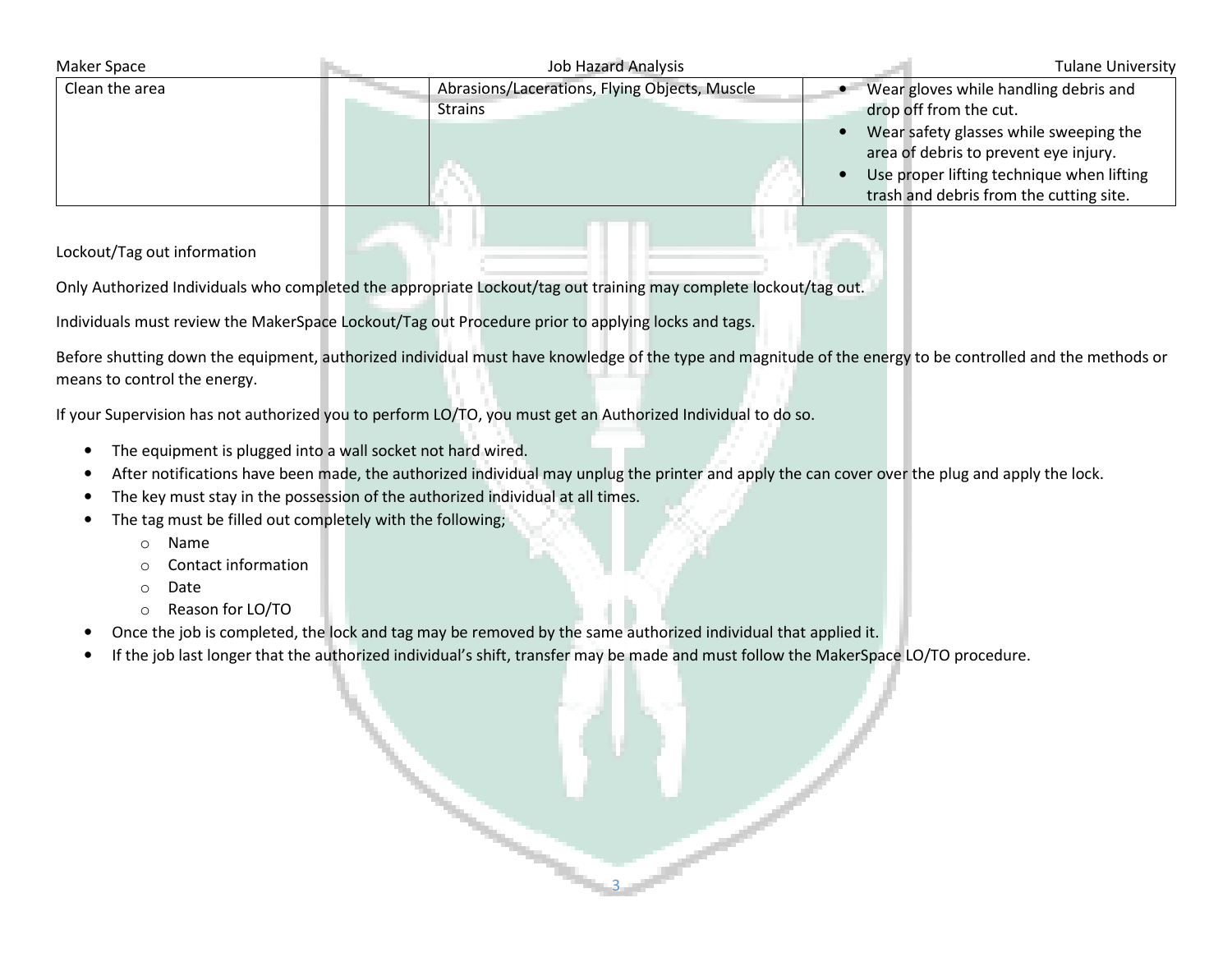| | | |
|---|---|---|
| Clean the area | Abrasions/Lacerations, Flying Objects, Muscle Strains | • Wear gloves while handling debris and drop off from the cut.<br>• Wear safety glasses while sweeping the area of debris to prevent eye injury.<br>• Use proper lifting technique when lifting trash and debris from the cutting site. |

Lockout/Tag out information

Only Authorized Individuals who completed the appropriate Lockout/tag out training may complete lockout/tag out.

Individuals must review the MakerSpace Lockout/Tag out Procedure prior to applying locks and tags.

Before shutting down the equipment, authorized individual must have knowledge of the type and magnitude of the energy to be controlled and the methods or means to control the energy.

If your Supervision has not authorized you to perform LO/TO, you must get an Authorized Individual to do so.

- The equipment is plugged into a wall socket not hard wired.
- After notifications have been made, the authorized individual may unplug the printer and apply the can cover over the plug and apply the lock.
- The key must stay in the possession of the authorized individual at all times.
- The tag must be filled out completely with the following;
    - Name
    - Contact information
    - Date
    - Reason for LO/TO
- Once the job is completed, the lock and tag may be removed by the same authorized individual that applied it.
- If the job last longer that the authorized individual's shift, transfer may be made and must follow the MakerSpace LO/TO procedure.